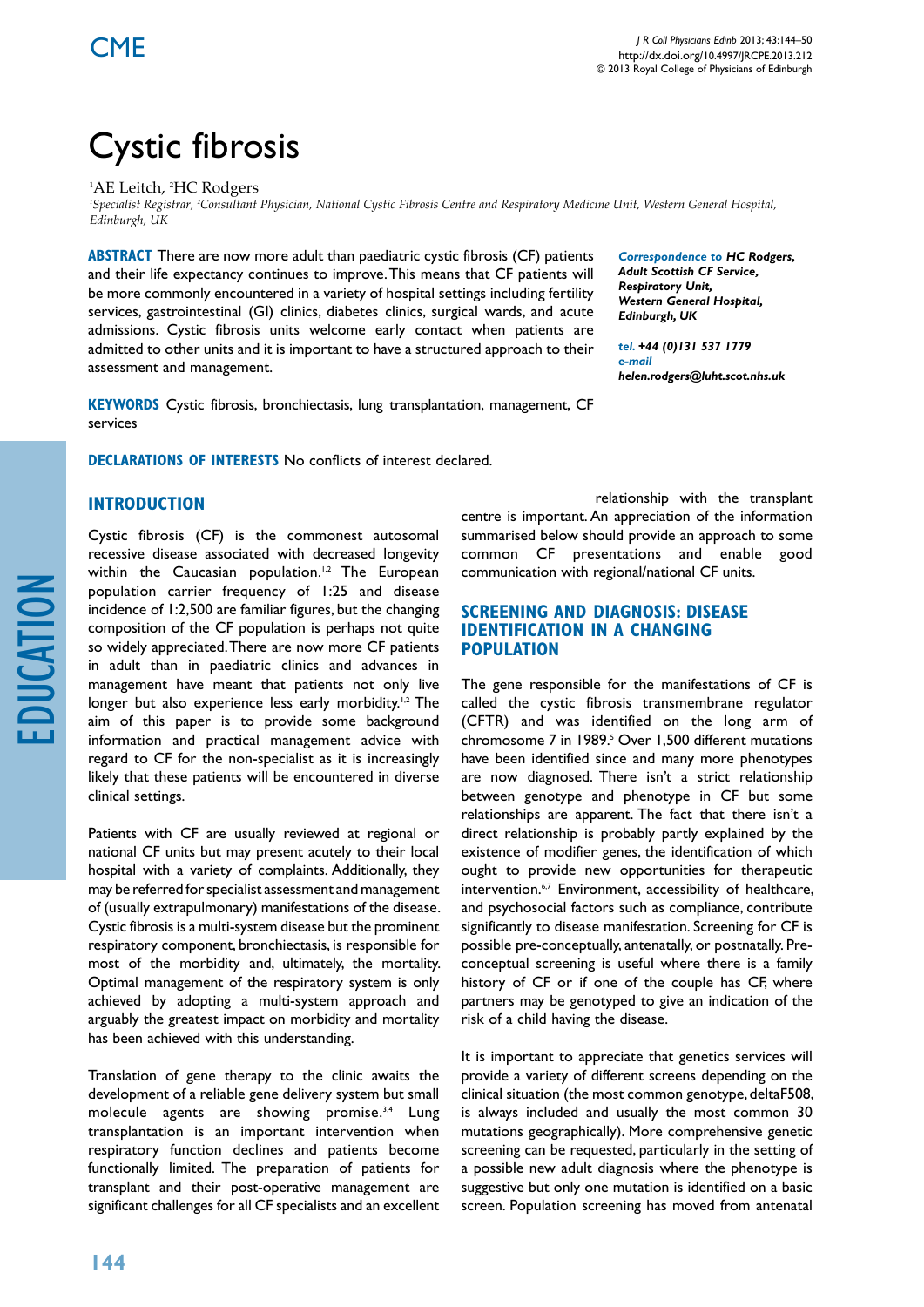# Cystic fibrosis

[1]AE Leitch, [2]HC Rodgers

[1]*Specialist Registrar,* [2]*Consultant Physician, National Cystic Fibrosis Centre and Respiratory Medicine Unit, Western General Hospital, Edinburgh, UK*

**ABSTRACT** There are now more adult than paediatric cystic fibrosis (CF) patients and their life expectancy continues to improve. This means that CF patients will be more commonly encountered in a variety of hospital settings including fertility services, gastrointestinal (GI) clinics, diabetes clinics, surgical wards, and acute admissions. Cystic fibrosis units welcome early contact when patients are admitted to other units and it is important to have a structured approach to their assessment and management.

**KEYWORDS** Cystic fibrosis, bronchiectasis, lung transplantation, management, CF services

**DECLARATIONS OF INTERESTS** No conflicts of interest declared.

***Correspondence to*** ***HC Rodgers, Adult Scottish CF Service, Respiratory Unit, Western General Hospital, Edinburgh, UK***

***tel.*** ***+44 (0)131 537 1779***
***e-mail*** ***helen.rodgers@luht.scot.nhs.uk***

## INTRODUCTION

Cystic fibrosis (CF) is the commonest autosomal recessive disease associated with decreased longevity within the Caucasian population.[1,2] The European population carrier frequency of 1:25 and disease incidence of 1:2,500 are familiar figures, but the changing composition of the CF population is perhaps not quite so widely appreciated. There are now more CF patients in adult than in paediatric clinics and advances in management have meant that patients not only live longer but also experience less early morbidity.[1,2] The aim of this paper is to provide some background information and practical management advice with regard to CF for the non-specialist as it is increasingly likely that these patients will be encountered in diverse clinical settings.

Patients with CF are usually reviewed at regional or national CF units but may present acutely to their local hospital with a variety of complaints. Additionally, they may be referred for specialist assessment and management of (usually extrapulmonary) manifestations of the disease. Cystic fibrosis is a multi-system disease but the prominent respiratory component, bronchiectasis, is responsible for most of the morbidity and, ultimately, the mortality. Optimal management of the respiratory system is only achieved by adopting a multi-system approach and arguably the greatest impact on morbidity and mortality has been achieved with this understanding.

Translation of gene therapy to the clinic awaits the development of a reliable gene delivery system but small molecule agents are showing promise.[3,4] Lung transplantation is an important intervention when respiratory function declines and patients become functionally limited. The preparation of patients for transplant and their post-operative management are significant challenges for all CF specialists and an excellent relationship with the transplant centre is important. An appreciation of the information summarised below should provide an approach to some common CF presentations and enable good communication with regional/national CF units.

## SCREENING AND DIAGNOSIS: DISEASE IDENTIFICATION IN A CHANGING POPULATION

The gene responsible for the manifestations of CF is called the cystic fibrosis transmembrane regulator (CFTR) and was identified on the long arm of chromosome 7 in 1989.[5] Over 1,500 different mutations have been identified since and many more phenotypes are now diagnosed. There isn't a strict relationship between genotype and phenotype in CF but some relationships are apparent. The fact that there isn't a direct relationship is probably partly explained by the existence of modifier genes, the identification of which ought to provide new opportunities for therapeutic intervention.[6,7] Environment, accessibility of healthcare, and psychosocial factors such as compliance, contribute significantly to disease manifestation. Screening for CF is possible pre-conceptually, antenatally, or postnatally. Pre-conceptual screening is useful where there is a family history of CF or if one of the couple has CF, where partners may be genotyped to give an indication of the risk of a child having the disease.

It is important to appreciate that genetics services will provide a variety of different screens depending on the clinical situation (the most common genotype, deltaF508, is always included and usually the most common 30 mutations geographically). More comprehensive genetic screening can be requested, particularly in the setting of a possible new adult diagnosis where the phenotype is suggestive but only one mutation is identified on a basic screen. Population screening has moved from antenatal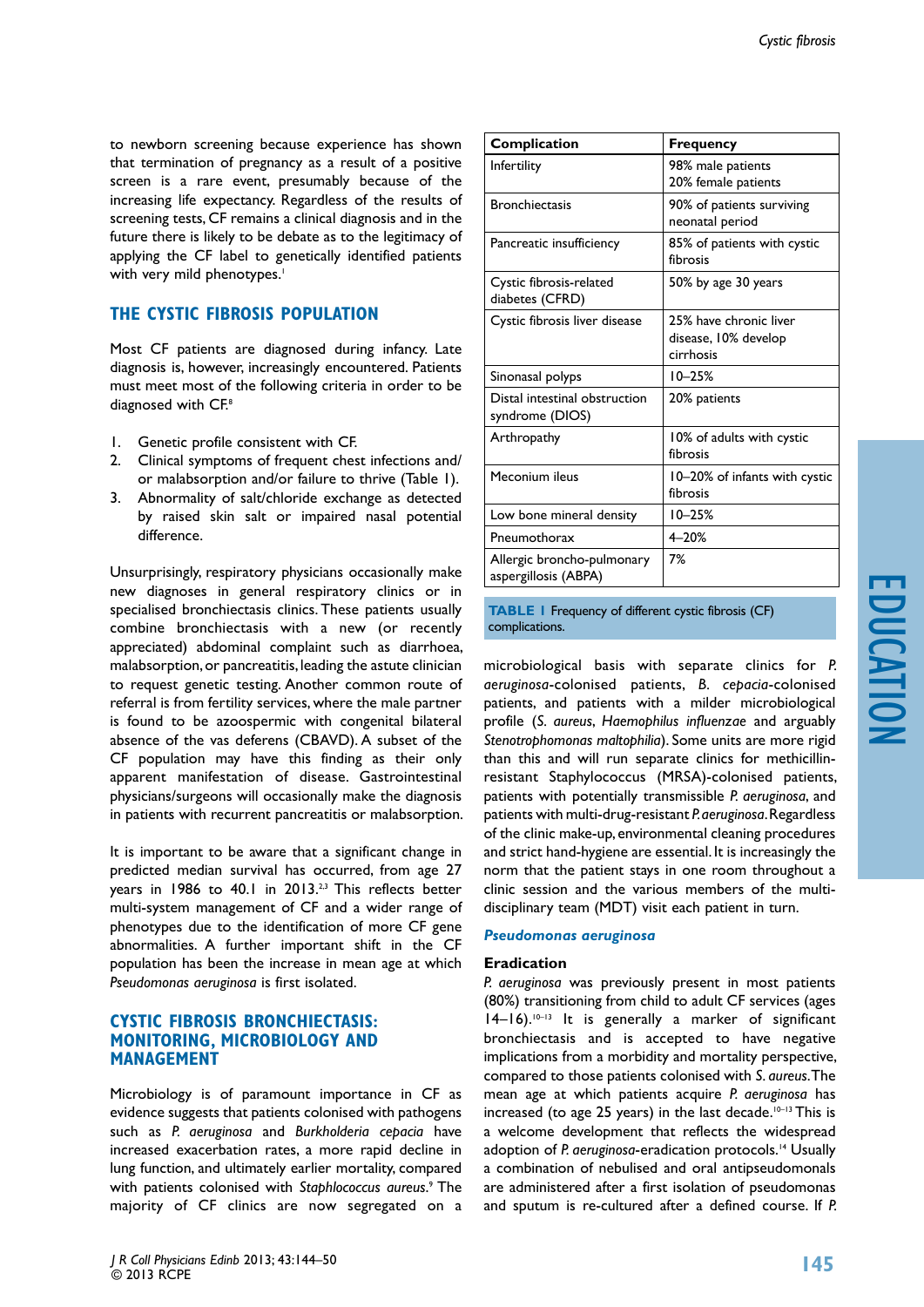to newborn screening because experience has shown that termination of pregnancy as a result of a positive screen is a rare event, presumably because of the increasing life expectancy. Regardless of the results of screening tests, CF remains a clinical diagnosis and in the future there is likely to be debate as to the legitimacy of applying the CF label to genetically identified patients with very mild phenotypes.[1]

## THE CYSTIC FIBROSIS POPULATION

Most CF patients are diagnosed during infancy. Late diagnosis is, however, increasingly encountered. Patients must meet most of the following criteria in order to be diagnosed with CF.[8]

1. Genetic profile consistent with CF.
2. Clinical symptoms of frequent chest infections and/or malabsorption and/or failure to thrive (Table 1).
3. Abnormality of salt/chloride exchange as detected by raised skin salt or impaired nasal potential difference.

Unsurprisingly, respiratory physicians occasionally make new diagnoses in general respiratory clinics or in specialised bronchiectasis clinics. These patients usually combine bronchiectasis with a new (or recently appreciated) abdominal complaint such as diarrhoea, malabsorption, or pancreatitis, leading the astute clinician to request genetic testing. Another common route of referral is from fertility services, where the male partner is found to be azoospermic with congenital bilateral absence of the vas deferens (CBAVD). A subset of the CF population may have this finding as their only apparent manifestation of disease. Gastrointestinal physicians/surgeons will occasionally make the diagnosis in patients with recurrent pancreatitis or malabsorption.

It is important to be aware that a significant change in predicted median survival has occurred, from age 27 years in 1986 to 40.1 in 2013.[2,3] This reflects better multi-system management of CF and a wider range of phenotypes due to the identification of more CF gene abnormalities. A further important shift in the CF population has been the increase in mean age at which *Pseudomonas aeruginosa* is first isolated.

## CYSTIC FIBROSIS BRONCHIECTASIS: MONITORING, MICROBIOLOGY AND MANAGEMENT

Microbiology is of paramount importance in CF as evidence suggests that patients colonised with pathogens such as *P. aeruginosa* and *Burkholderia cepacia* have increased exacerbation rates, a more rapid decline in lung function, and ultimately earlier mortality, compared with patients colonised with *Staphlococcus aureus*.[9] The majority of CF clinics are now segregated on a microbiological basis with separate clinics for *P. aeruginosa*-colonised patients, *B. cepacia*-colonised patients, and patients with a milder microbiological profile (*S. aureus*, *Haemophilus influenzae* and arguably *Stenotrophomonas maltophilia*). Some units are more rigid than this and will run separate clinics for methicillin-resistant Staphylococcus (MRSA)-colonised patients, patients with potentially transmissible *P. aeruginosa*, and patients with multi-drug-resistant *P. aeruginosa*. Regardless of the clinic make-up, environmental cleaning procedures and strict hand-hygiene are essential. It is increasingly the norm that the patient stays in one room throughout a clinic session and the various members of the multi-disciplinary team (MDT) visit each patient in turn.

| Complication | Frequency |
|---|---|
| Infertility | 98% male patients<br>20% female patients |
| Bronchiectasis | 90% of patients surviving neonatal period |
| Pancreatic insufficiency | 85% of patients with cystic fibrosis |
| Cystic fibrosis-related diabetes (CFRD) | 50% by age 30 years |
| Cystic fibrosis liver disease | 25% have chronic liver disease, 10% develop cirrhosis |
| Sinonasal polyps | 10–25% |
| Distal intestinal obstruction syndrome (DIOS) | 20% patients |
| Arthropathy | 10% of adults with cystic fibrosis |
| Meconium ileus | 10–20% of infants with cystic fibrosis |
| Low bone mineral density | 10–25% |
| Pneumothorax | 4–20% |
| Allergic broncho-pulmonary aspergillosis (ABPA) | 7% |

**TABLE 1** Frequency of different cystic fibrosis (CF) complications.

### *Pseudomonas aeruginosa*

#### Eradication

*P. aeruginosa* was previously present in most patients (80%) transitioning from child to adult CF services (ages 14–16).[10–13] It is generally a marker of significant bronchiectasis and is accepted to have negative implications from a morbidity and mortality perspective, compared to those patients colonised with *S. aureus*. The mean age at which patients acquire *P. aeruginosa* has increased (to age 25 years) in the last decade.[10–13] This is a welcome development that reflects the widespread adoption of *P. aeruginosa*-eradication protocols.[14] Usually a combination of nebulised and oral antipseudomonals are administered after a first isolation of pseudomonas and sputum is re-cultured after a defined course. If *P.*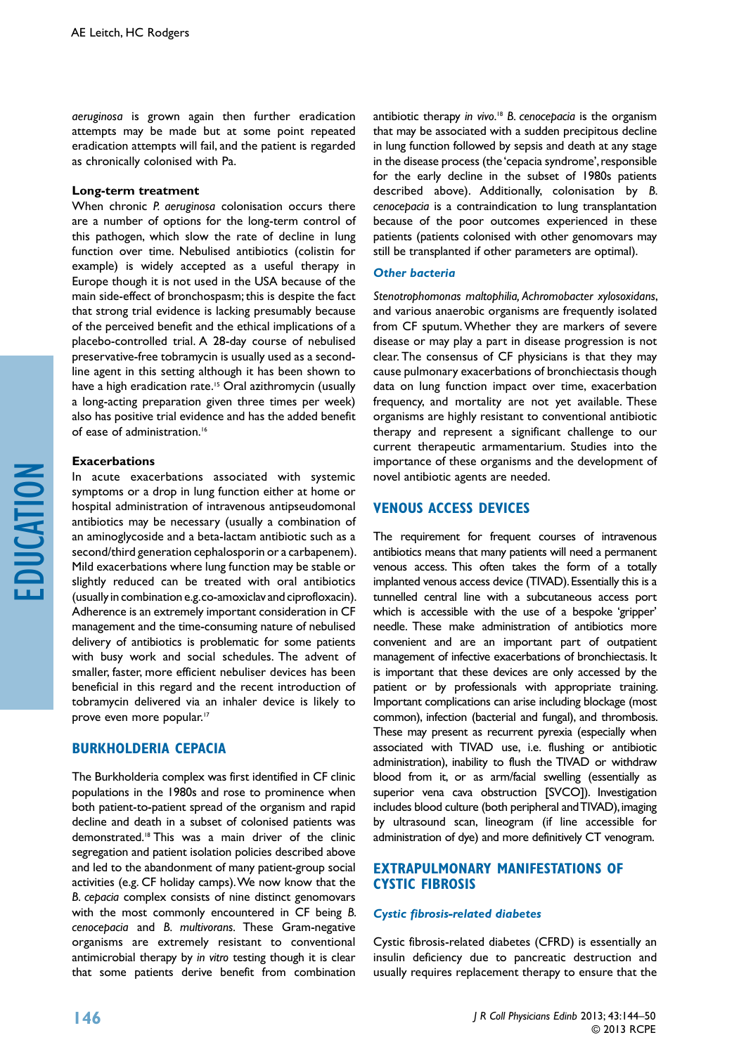*aeruginosa* is grown again then further eradication attempts may be made but at some point repeated eradication attempts will fail, and the patient is regarded as chronically colonised with Pa.

### Long-term treatment

When chronic *P. aeruginosa* colonisation occurs there are a number of options for the long-term control of this pathogen, which slow the rate of decline in lung function over time. Nebulised antibiotics (colistin for example) is widely accepted as a useful therapy in Europe though it is not used in the USA because of the main side-effect of bronchospasm; this is despite the fact that strong trial evidence is lacking presumably because of the perceived benefit and the ethical implications of a placebo-controlled trial. A 28-day course of nebulised preservative-free tobramycin is usually used as a second-line agent in this setting although it has been shown to have a high eradication rate.[15] Oral azithromycin (usually a long-acting preparation given three times per week) also has positive trial evidence and has the added benefit of ease of administration.[16]

### Exacerbations

In acute exacerbations associated with systemic symptoms or a drop in lung function either at home or hospital administration of intravenous antipseudomonal antibiotics may be necessary (usually a combination of an aminoglycoside and a beta-lactam antibiotic such as a second/third generation cephalosporin or a carbapenem). Mild exacerbations where lung function may be stable or slightly reduced can be treated with oral antibiotics (usually in combination e.g. co-amoxiclav and ciprofloxacin). Adherence is an extremely important consideration in CF management and the time-consuming nature of nebulised delivery of antibiotics is problematic for some patients with busy work and social schedules. The advent of smaller, faster, more efficient nebuliser devices has been beneficial in this regard and the recent introduction of tobramycin delivered via an inhaler device is likely to prove even more popular.[17]

## BURKHOLDERIA CEPACIA

The Burkholderia complex was first identified in CF clinic populations in the 1980s and rose to prominence when both patient-to-patient spread of the organism and rapid decline and death in a subset of colonised patients was demonstrated.[18] This was a main driver of the clinic segregation and patient isolation policies described above and led to the abandonment of many patient-group social activities (e.g. CF holiday camps). We now know that the *B. cepacia* complex consists of nine distinct genomovars with the most commonly encountered in CF being *B. cenocepacia* and *B. multivorans*. These Gram-negative organisms are extremely resistant to conventional antimicrobial therapy by *in vitro* testing though it is clear that some patients derive benefit from combination antibiotic therapy *in vivo*.[18] *B. cenocepacia* is the organism that may be associated with a sudden precipitous decline in lung function followed by sepsis and death at any stage in the disease process (the 'cepacia syndrome', responsible for the early decline in the subset of 1980s patients described above). Additionally, colonisation by *B. cenocepacia* is a contraindication to lung transplantation because of the poor outcomes experienced in these patients (patients colonised with other genomovars may still be transplanted if other parameters are optimal).

### *Other bacteria*

*Stenotrophomonas maltophilia, Achromobacter xylosoxidans*, and various anaerobic organisms are frequently isolated from CF sputum. Whether they are markers of severe disease or may play a part in disease progression is not clear. The consensus of CF physicians is that they may cause pulmonary exacerbations of bronchiectasis though data on lung function impact over time, exacerbation frequency, and mortality are not yet available. These organisms are highly resistant to conventional antibiotic therapy and represent a significant challenge to our current therapeutic armamentarium. Studies into the importance of these organisms and the development of novel antibiotic agents are needed.

## VENOUS ACCESS DEVICES

The requirement for frequent courses of intravenous antibiotics means that many patients will need a permanent venous access. This often takes the form of a totally implanted venous access device (TIVAD). Essentially this is a tunnelled central line with a subcutaneous access port which is accessible with the use of a bespoke 'gripper' needle. These make administration of antibiotics more convenient and are an important part of outpatient management of infective exacerbations of bronchiectasis. It is important that these devices are only accessed by the patient or by professionals with appropriate training. Important complications can arise including blockage (most common), infection (bacterial and fungal), and thrombosis. These may present as recurrent pyrexia (especially when associated with TIVAD use, i.e. flushing or antibiotic administration), inability to flush the TIVAD or withdraw blood from it, or as arm/facial swelling (essentially as superior vena cava obstruction [SVCO]). Investigation includes blood culture (both peripheral and TIVAD), imaging by ultrasound scan, lineogram (if line accessible for administration of dye) and more definitively CT venogram.

## EXTRAPULMONARY MANIFESTATIONS OF CYSTIC FIBROSIS

### *Cystic fibrosis-related diabetes*

Cystic fibrosis-related diabetes (CFRD) is essentially an insulin deficiency due to pancreatic destruction and usually requires replacement therapy to ensure that the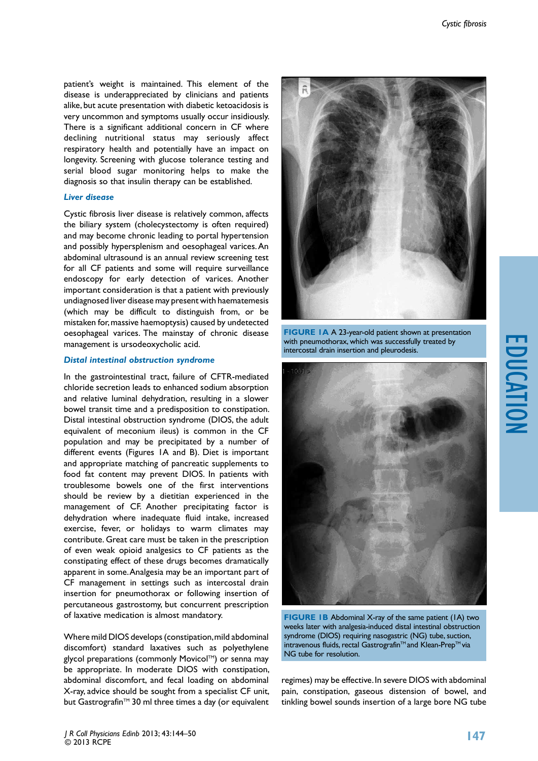patient's weight is maintained. This element of the disease is underappreciated by clinicians and patients alike, but acute presentation with diabetic ketoacidosis is very uncommon and symptoms usually occur insidiously. There is a significant additional concern in CF where declining nutritional status may seriously affect respiratory health and potentially have an impact on longevity. Screening with glucose tolerance testing and serial blood sugar monitoring helps to make the diagnosis so that insulin therapy can be established.

### Liver disease

Cystic fibrosis liver disease is relatively common, affects the biliary system (cholecystectomy is often required) and may become chronic leading to portal hypertension and possibly hypersplenism and oesophageal varices. An abdominal ultrasound is an annual review screening test for all CF patients and some will require surveillance endoscopy for early detection of varices. Another important consideration is that a patient with previously undiagnosed liver disease may present with haematemesis (which may be difficult to distinguish from, or be mistaken for, massive haemoptysis) caused by undetected oesophageal varices. The mainstay of chronic disease management is ursodeoxycholic acid.

### Distal intestinal obstruction syndrome

In the gastrointestinal tract, failure of CFTR-mediated chloride secretion leads to enhanced sodium absorption and relative luminal dehydration, resulting in a slower bowel transit time and a predisposition to constipation. Distal intestinal obstruction syndrome (DIOS, the adult equivalent of meconium ileus) is common in the CF population and may be precipitated by a number of different events (Figures 1A and B). Diet is important and appropriate matching of pancreatic supplements to food fat content may prevent DIOS. In patients with troublesome bowels one of the first interventions should be review by a dietitian experienced in the management of CF. Another precipitating factor is dehydration where inadequate fluid intake, increased exercise, fever, or holidays to warm climates may contribute. Great care must be taken in the prescription of even weak opioid analgesics to CF patients as the constipating effect of these drugs becomes dramatically apparent in some. Analgesia may be an important part of CF management in settings such as intercostal drain insertion for pneumothorax or following insertion of percutaneous gastrostomy, but concurrent prescription of laxative medication is almost mandatory.

**FIGURE 1A** A 23-year-old patient shown at presentation with pneumothorax, which was successfully treated by intercostal drain insertion and pleurodesis.

**FIGURE 1B** Abdominal X-ray of the same patient (1A) two weeks later with analgesia-induced distal intestinal obstruction syndrome (DIOS) requiring nasogastric (NG) tube, suction, intravenous fluids, rectal Gastrografin™ and Klean-Prep™ via NG tube for resolution.

Where mild DIOS develops (constipation, mild abdominal discomfort) standard laxatives such as polyethylene glycol preparations (commonly Movicol™) or senna may be appropriate. In moderate DIOS with constipation, abdominal discomfort, and fecal loading on abdominal X-ray, advice should be sought from a specialist CF unit, but Gastrografin™ 30 ml three times a day (or equivalent regimes) may be effective. In severe DIOS with abdominal pain, constipation, gaseous distension of bowel, and tinkling bowel sounds insertion of a large bore NG tube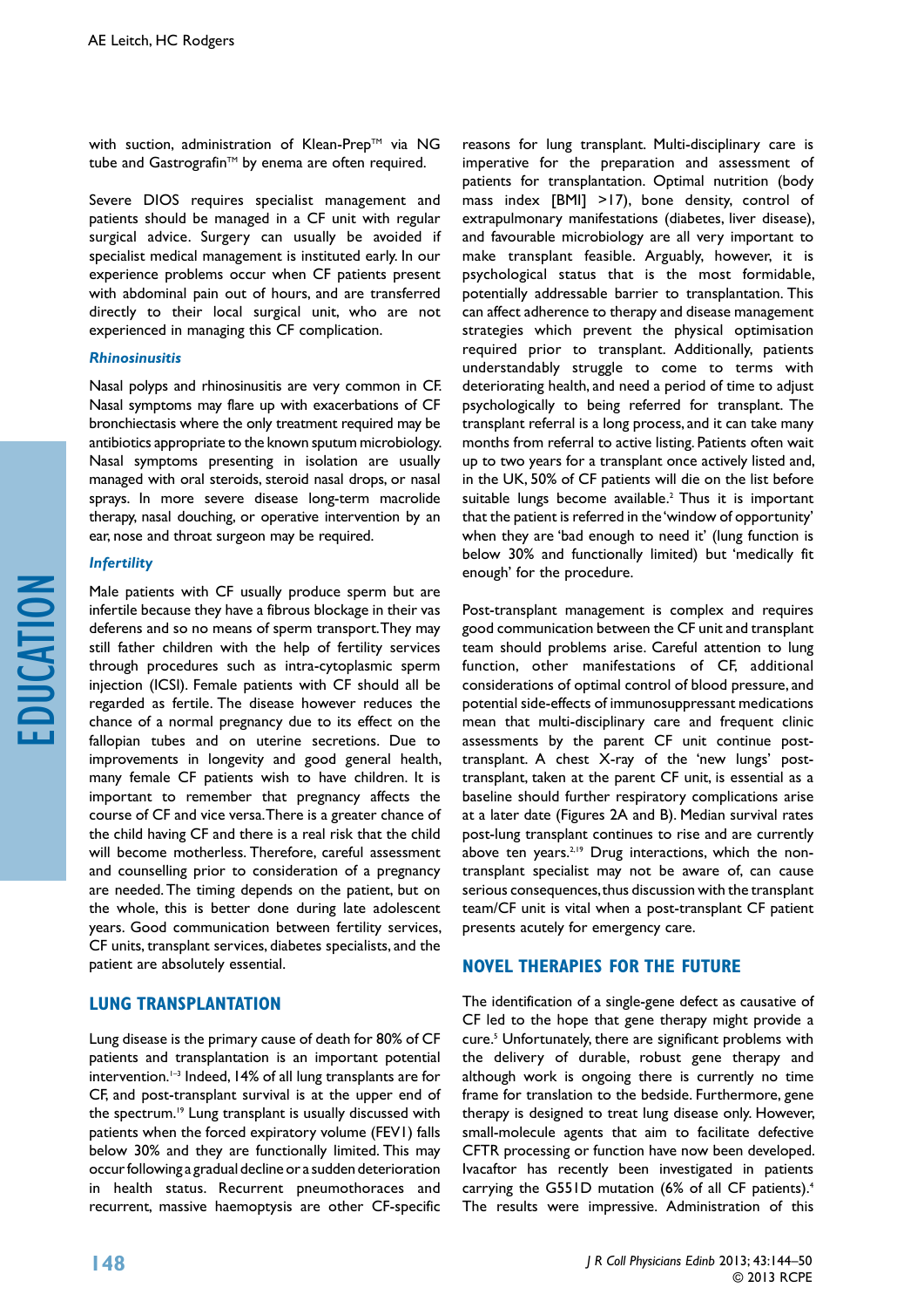with suction, administration of Klean-Prep™ via NG tube and Gastrografin™ by enema are often required.

Severe DIOS requires specialist management and patients should be managed in a CF unit with regular surgical advice. Surgery can usually be avoided if specialist medical management is instituted early. In our experience presence problems occur when CF patients present with abdominal pain out of hours, and are transferred directly to their local surgical unit, who are not experienced in managing this CF complication.

### *Rhinosinusitis*

Nasal polyps and rhinosinusitis are very common in CF. Nasal symptoms may flare up with exacerbations of CF bronchiectasis where the only treatment required may be antibiotics appropriate to the known sputum microbiology. Nasal symptoms presenting in isolation are usually managed with oral steroids, steroid nasal drops, or nasal sprays. In more severe disease long-term macrolide therapy, nasal douching, or operative intervention by an ear, nose and throat surgeon may be required.

### *Infertility*

Male patients with CF usually produce sperm but are infertile because they have a fibrous blockage in their vas deferens and so no means of sperm transport. They may still father children with the help of fertility services through procedures such as intra-cytoplasmic sperm injection (ICSI). Female patients with CF should all be regarded as fertile. The disease however reduces the chance of a normal pregnancy due to its effect on the fallopian tubes and on uterine secretions. Due to improvements in longevity and good general health, many female CF patients wish to have children. It is important to remember that pregnancy affects the course of CF and vice versa. There is a greater chance of the child having CF and there is a real risk that the child will become motherless. Therefore, careful assessment and counselling prior to consideration of a pregnancy are needed. The timing depends on the patient, but on the whole, this is better done during late adolescent years. Good communication between fertility services, CF units, transplant services, diabetes specialists, and the patient are absolutely essential.

## LUNG TRANSPLANTATION

Lung disease is the primary cause of death for 80% of CF patients and transplantation is an important potential intervention.[1–3] Indeed, 14% of all lung transplants are for CF, and post-transplant survival is at the upper end of the spectrum.[19] Lung transplant is usually discussed with patients when the forced expiratory volume (FEV1) falls below 30% and they are functionally limited. This may occur following a gradual decline or a sudden deterioration in health status. Recurrent pneumothoraces and recurrent, massive haemoptysis are other CF-specific reasons for lung transplant. Multi-disciplinary care is imperative for the preparation and assessment of patients for transplantation. Optimal nutrition (body mass index [BMI] >17), bone density, control of extrapulmonary manifestations (diabetes, liver disease), and favourable microbiology are all very important to make transplant feasible. Arguably, however, it is psychological status that is the most formidable, potentially addressable barrier to transplantation. This can affect adherence to therapy and disease management strategies which prevent the physical optimisation required prior to transplant. Additionally, patients understandably struggle to come to terms with deteriorating health, and need a period of time to adjust psychologically to being referred for transplant. The transplant referral is a long process, and it can take many months from referral to active listing. Patients often wait up to two years for a transplant once actively listed and, in the UK, 50% of CF patients will die on the list before suitable lungs become available.[2] Thus it is important that the patient is referred in the 'window of opportunity' when they are 'bad enough to need it' (lung function is below 30% and functionally limited) but 'medically fit enough' for the procedure.

Post-transplant management is complex and requires good communication between the CF unit and transplant team should problems arise. Careful attention to lung function, other manifestations of CF, additional considerations of optimal control of blood pressure, and potential side-effects of immunosuppressant medications mean that multi-disciplinary care and frequent clinic assessments by the parent CF unit continue post-transplant. A chest X-ray of the 'new lungs' post-transplant, taken at the parent CF unit, is essential as a baseline should further respiratory complications arise at a later date (Figures 2A and B). Median survival rates post-lung transplant continues to rise and are currently above ten years.[2,19] Drug interactions, which the non-transplant specialist may not be aware of, can cause serious consequences, thus discussion with the transplant team/CF unit is vital when a post-transplant CF patient presents acutely for emergency care.

## NOVEL THERAPIES FOR THE FUTURE

The identification of a single-gene defect as causative of CF led to the hope that gene therapy might provide a cure.[5] Unfortunately, there are significant problems with the delivery of durable, robust gene therapy and although work is ongoing there is currently no time frame for translation to the bedside. Furthermore, gene therapy is designed to treat lung disease only. However, small-molecule agents that aim to facilitate defective CFTR processing or function have now been developed. Ivacaftor has recently been investigated in patients carrying the G551D mutation (6% of all CF patients).[4] The results were impressive. Administration of this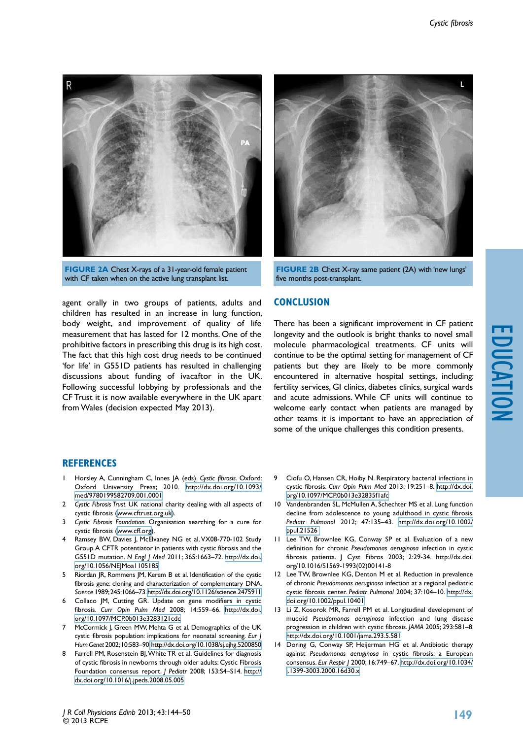FIGURE 2A Chest X-rays of a 31-year-old female patient with CF taken when on the active lung transplant list.

FIGURE 2B Chest X-ray same patient (2A) with 'new lungs' five months post-transplant.

agent orally in two groups of patients, adults and children has resulted in an increase in lung function, body weight, and improvement of quality of life measurement that has lasted for 12 months. One of the prohibitive factors in prescribing this drug is its high cost. The fact that this high cost drug needs to be continued 'for life' in G551D patients has resulted in challenging discussions about funding of ivacaftor in the UK. Following successful lobbying by professionals and the CF Trust it is now available everywhere in the UK apart from Wales (decision expected May 2013).

## CONCLUSION

There has been a significant improvement in CF patient longevity and the outlook is bright thanks to novel small molecule pharmacological treatments. CF units will continue to be the optimal setting for management of CF patients but they are likely to be more commonly encountered in alternative hospital settings, including: fertility services, GI clinics, diabetes clinics, surgical wards and acute admissions. While CF units will continue to welcome early contact when patients are managed by other teams it is important to have an appreciation of some of the unique challenges this condition presents.

## REFERENCES

1. Horsley A, Cunningham C, Innes JA (eds). *Cystic fibrosis.* Oxford: Oxford University Press; 2010. http://dx.doi.org/10.1093/med/9780199582709.001.0001
2. *Cystic Fibrosis Trust.* UK national charity dealing with all aspects of cystic fibrosis (www.cftrust.org.uk).
3. *Cystic Fibrosis Foundation.* Organisation searching for a cure for cystic fibrosis (www.cff.org).
4. Ramsey BW, Davies J, McElvaney NG et al. VX08-770-102 Study Group. A CFTR potentiator in patients with cystic fibrosis and the G551D mutation. *N Engl J Med* 2011; 365:1663–72. http://dx.doi.org/10.1056/NEJMoa1105185
5. Riordan JR, Rommens JM, Kerem B et al. Identification of the cystic fibrosis gene: cloning and characterization of complementary DNA. *Science* 1989; 245:1066–73. http://dx.doi.org/10.1126/science.2475911
6. Collaco JM, Cutting GR. Update on gene modifiers in cystic fibrosis. *Curr Opin Pulm Med* 2008; 14:559–66. http://dx.doi.org/10.1097/MCP.0b013e3283121cdc
7. McCormick J, Green MW, Mehta G et al. Demographics of the UK cystic fibrosis population: implications for neonatal screening. *Eur J Hum Genet* 2002; 10:583–90 http://dx.doi.org/10.1038/sj.ejhg.5200850
8. Farrell PM, Rosenstein BJ, White TR et al. Guidelines for diagnosis of cystic fibrosis in newborns through older adults: Cystic Fibrosis Foundation consensus report. *J Pediatr* 2008; 153:S4–S14. http://dx.doi.org/10.1016/j.jpeds.2008.05.005
9. Ciofu O, Hansen CR, Hoiby N. Respiratory bacterial infections in cystic fibrosis. *Curr Opin Pulm Med* 2013; 19:251–8. http://dx.doi.org/10.1097/MCP.0b013e32835f1afc
10. Vandenbranden SL, McMullen A, Schechter MS et al. Lung function decline from adolescence to young adulthood in cystic fibrosis. *Pediatr Pulmonol* 2012; 47:135–43. http://dx.doi.org/10.1002/ppul.21526
11. Lee TW, Brownlee KG, Conway SP et al. Evaluation of a new definition for chronic *Pseudomonas aeruginosa* infection in cystic fibrosis patients. J Cyst Fibros 2003; 2:29-34. http://dx.doi.org/10.1016/S1569-1993(02)00141-8
12. Lee TW, Brownlee KG, Denton M et al. Reduction in prevalence of chronic *Pseudomonas aeruginosa* infection at a regional pediatric cystic fibrosis center. *Pediatr Pulmonol* 2004; 37:104–10. http://dx.doi.org/10.1002/ppul.10401
13. Li Z, Kosorok MR, Farrell PM et al. Longitudinal development of mucoid *Pseudomonas aeruginosa* infection and lung disease progression in children with cystic fibrosis. *JAMA* 2005; 293:581–8. http://dx.doi.org/10.1001/jama.293.5.581
14. Doring G, Conway SP, Heijerman HG et al. Antibiotic therapy against *Pseudomonas aeruginosa* in cystic fibrosis: a European consensus. *Eur Respir J* 2000; 16:749–67. http://dx.doi.org/10.1034/j.1399-3003.2000.16d30.x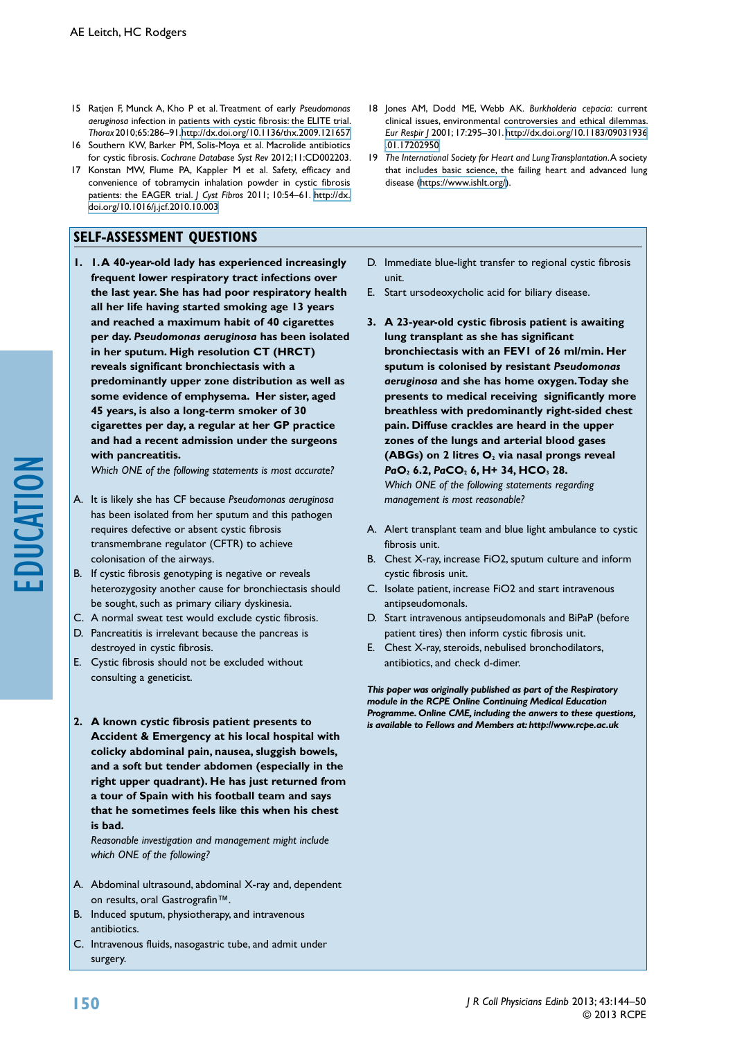15 Ratjen F, Munck A, Kho P et al. Treatment of early *Pseudomonas aeruginosa* infection in patients with cystic fibrosis: the ELITE trial. *Thorax* 2010;65:286–91. http://dx.doi.org/10.1136/thx.2009.121657

16 Southern KW, Barker PM, Solis-Moya et al. Macrolide antibiotics for cystic fibrosis. *Cochrane Database Syst Rev* 2012;11:CD002203.

17 Konstan MW, Flume PA, Kappler M et al. Safety, efficacy and convenience of tobramycin inhalation powder in cystic fibrosis patients: the EAGER trial. *J Cyst Fibros* 2011; 10:54–61. http://dx.doi.org/10.1016/j.jcf.2010.10.003

18 Jones AM, Dodd ME, Webb AK. *Burkholderia cepacia*: current clinical issues, environmental controversies and ethical dilemmas. *Eur Respir J* 2001; 17:295–301. http://dx.doi.org/10.1183/09031936.01.17202950

19 *The International Society for Heart and Lung Transplantation.* A society that includes basic science, the failing heart and advanced lung disease (https://www.ishlt.org/).

## SELF-ASSESSMENT QUESTIONS

**1. 1. A 40-year-old lady has experienced increasingly frequent lower respiratory tract infections over the last year. She has had poor respiratory health all her life having started smoking age 13 years and reached a maximum habit of 40 cigarettes per day. *Pseudomonas aeruginosa* has been isolated in her sputum. High resolution CT (HRCT) reveals significant bronchiectasis with a predominantly upper zone distribution as well as some evidence of emphysema. Her sister, aged 45 years, is also a long-term smoker of 30 cigarettes per day, a regular at her GP practice and had a recent admission under the surgeons with pancreatitis.**

*Which ONE of the following statements is most accurate?*

A. It is likely she has CF because *Pseudomonas aeruginosa* has been isolated from her sputum and this pathogen requires defective or absent cystic fibrosis transmembrane regulator (CFTR) to achieve colonisation of the airways.

B. If cystic fibrosis genotyping is negative or reveals heterozygosity another cause for bronchiectasis should be sought, such as primary ciliary dyskinesia.

C. A normal sweat test would exclude cystic fibrosis.

D. Pancreatitis is irrelevant because the pancreas is destroyed in cystic fibrosis.

E. Cystic fibrosis should not be excluded without consulting a geneticist.

**2. A known cystic fibrosis patient presents to Accident & Emergency at his local hospital with colicky abdominal pain, nausea, sluggish bowels, and a soft but tender abdomen (especially in the right upper quadrant). He has just returned from a tour of Spain with his football team and says that he sometimes feels like this when his chest is bad.**

*Reasonable investigation and management might include which ONE of the following?*

A. Abdominal ultrasound, abdominal X-ray and, dependent on results, oral Gastrografin™.

B. Induced sputum, physiotherapy, and intravenous antibiotics.

C. Intravenous fluids, nasogastric tube, and admit under surgery.

D. Immediate blue-light transfer to regional cystic fibrosis unit.

E. Start ursodeoxycholic acid for biliary disease.

**3. A 23-year-old cystic fibrosis patient is awaiting lung transplant as she has significant bronchiectasis with an FEV1 of 26 ml/min. Her sputum is colonised by resistant *Pseudomonas aeruginosa* and she has home oxygen. Today she presents to medical receiving significantly more breathless with predominantly right-sided chest pain. Diffuse crackles are heard in the upper zones of the lungs and arterial blood gases (ABGs) on 2 litres $O_2$ via nasal prongs reveal $PaO_2$ 6.2, $PaCO_2$ 6, $H^+$ 34, $HCO_3$ 28.**

*Which ONE of the following statements regarding management is most reasonable?*

A. Alert transplant team and blue light ambulance to cystic fibrosis unit.

B. Chest X-ray, increase $FiO_2$, sputum culture and inform cystic fibrosis unit.

C. Isolate patient, increase $FiO_2$ and start intravenous antipseudomonals.

D. Start intravenous antipseudomonals and BiPaP (before patient tires) then inform cystic fibrosis unit.

E. Chest X-ray, steroids, nebulised bronchodilators, antibiotics, and check d-dimer.

***This paper was originally published as part of the Respiratory module in the RCPE Online Continuing Medical Education Programme. Online CME, including the anwers to these questions, is available to Fellows and Members at: http://www.rcpe.ac.uk***